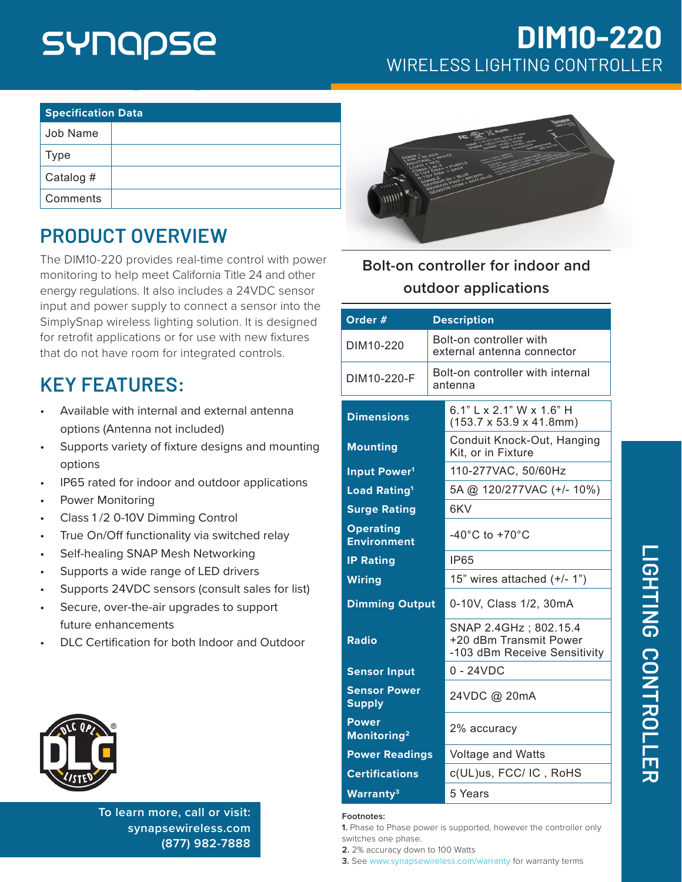# synapse

# DIM10-220

## WIRELESS LIGHTING CONTROLLER

| Specification Data | |
|---|---|
| Job Name | |
| Type | |
| Catalog # | |
| Comments | |

## PRODUCT OVERVIEW

The DIM10-220 provides real-time control with power monitoring to help meet California Title 24 and other energy regulations. It also includes a 24VDC sensor input and power supply to connect a sensor into the SimplySnap wireless lighting solution. It is designed for retrofit applications or for use with new fixtures that do not have room for integrated controls.

## KEY FEATURES:

- Available with internal and external antenna options (Antenna not included)
- Supports variety of fixture designs and mounting options
- IP65 rated for indoor and outdoor applications
- Power Monitoring
- Class 1 /2 0-10V Dimming Control
- True On/Off functionality via switched relay
- Self-healing SNAP Mesh Networking
- Supports a wide range of LED drivers
- Supports 24VDC sensors (consult sales for list)
- Secure, over-the-air upgrades to support future enhancements
- DLC Certification for both Indoor and Outdoor

Bolt-on controller for indoor and outdoor applications

| Order # | Description |
|---|---|
| DIM10-220 | Bolt-on controller with external antenna connector |
| DIM10-220-F | Bolt-on controller with internal antenna |

| | |
|---|---|
| Dimensions | 6.1" L x 2.1" W x 1.6" H (153.7 x 53.9 x 41.8mm) |
| Mounting | Conduit Knock-Out, Hanging Kit, or in Fixture |
| Input Power[1] | 110-277VAC, 50/60Hz |
| Load Rating[1] | 5A @ 120/277VAC (+/- 10%) |
| Surge Rating | 6KV |
| Operating Environment | -40°C to +70°C |
| IP Rating | IP65 |
| Wiring | 15" wires attached (+/- 1") |
| Dimming Output | 0-10V, Class 1/2, 30mA |
| Radio | SNAP 2.4GHz ; 802.15.4 +20 dBm Transmit Power -103 dBm Receive Sensitivity |
| Sensor Input | 0 - 24VDC |
| Sensor Power Supply | 24VDC @ 20mA |
| Power Monitoring[2] | 2% accuracy |
| Power Readings | Voltage and Watts |
| Certifications | c(UL)us, FCC/ IC , RoHS |
| Warranty[3] | 5 Years |

Footnotes:

**1.** Phase to Phase power is supported, however the controller only switches one phase.

**2.** 2% accuracy down to 100 Watts

**3.** See www.synapsewireless.com/warranty for warranty terms

To learn more, call or visit:
synapsewireless.com
(877) 982-7888

LIGHTING CONTROLLER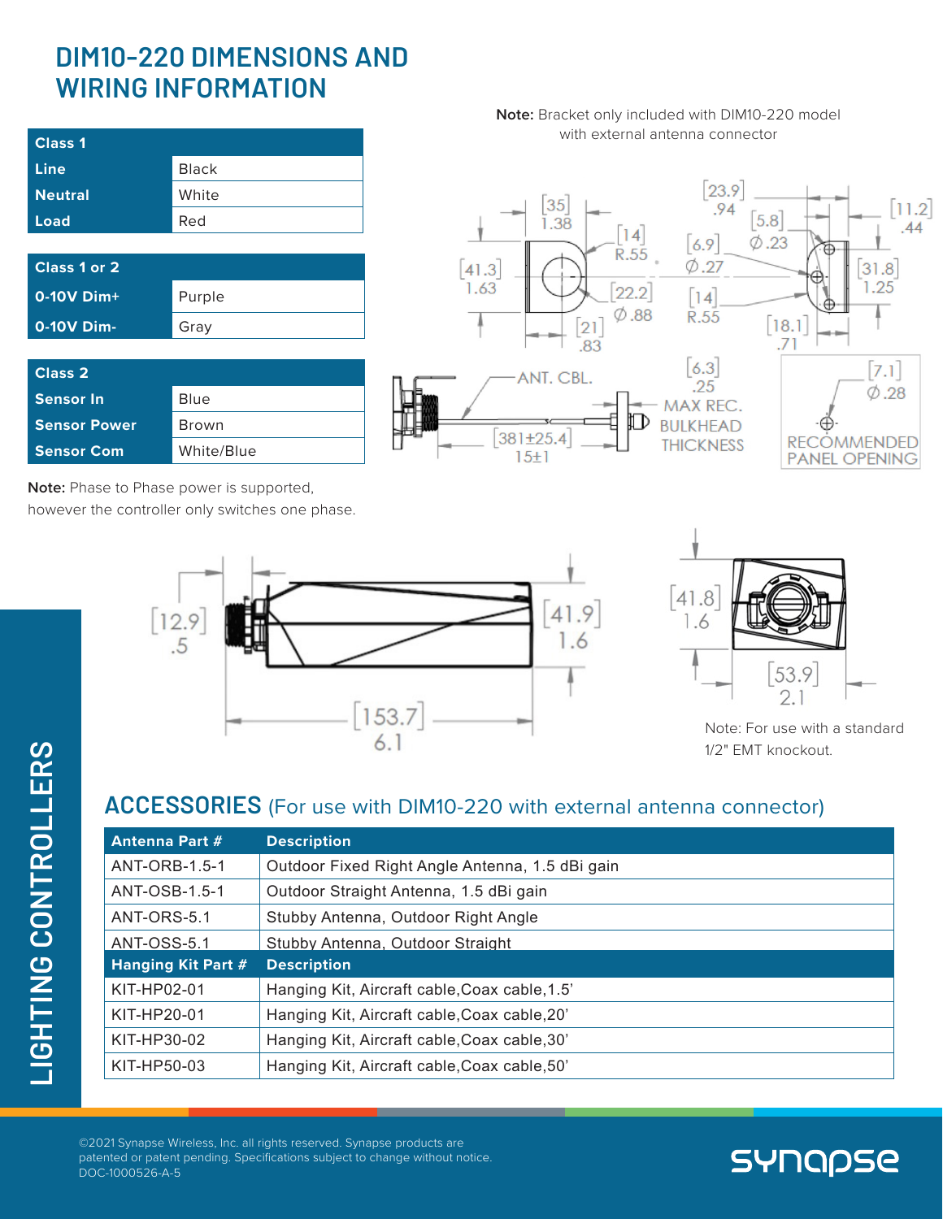# DIM10-220 DIMENSIONS AND WIRING INFORMATION

| Class 1 | |
|---|---|
| Line | Black |
| Neutral | White |
| Load | Red |

| Class 1 or 2 | |
|---|---|
| 0-10V Dim+ | Purple |
| 0-10V Dim- | Gray |

| Class 2 | |
|---|---|
| Sensor In | Blue |
| Sensor Power | Brown |
| Sensor Com | White/Blue |

**Note:** Phase to Phase power is supported, however the controller only switches one phase.

**Note:** Bracket only included with DIM10-220 model with external antenna connector

[35]
1.38

[41.3]
1.63

[14]
R.55

[22.2]
Ø.88

[21]
.83

[23.9]
.94

[6.9]
Ø.27

[5.8]
Ø.23

[14]
R.55

[11.2]
.44

[31.8]
1.25

[18.1]
.71

ANT. CBL.

[381±25.4]
15±1

[6.3]
.25
MAX REC. BULKHEAD THICKNESS

[7.1]
Ø.28
RECOMMENDED PANEL OPENING

[12.9]
.5

[41.9]
1.6

[153.7]
6.1

[41.8]
1.6

[53.9]
2.1

Note: For use with a standard 1/2" EMT knockout.

## ACCESSORIES (For use with DIM10-220 with external antenna connector)

| Antenna Part # | Description |
|---|---|
| ANT-ORB-1.5-1 | Outdoor Fixed Right Angle Antenna, 1.5 dBi gain |
| ANT-OSB-1.5-1 | Outdoor Straight Antenna, 1.5 dBi gain |
| ANT-ORS-5.1 | Stubby Antenna, Outdoor Right Angle |
| ANT-OSS-5.1 | Stubby Antenna, Outdoor Straight |
| **Hanging Kit Part #** | **Description** |
| KIT-HP02-01 | Hanging Kit, Aircraft cable,Coax cable,1.5' |
| KIT-HP20-01 | Hanging Kit, Aircraft cable,Coax cable,20' |
| KIT-HP30-02 | Hanging Kit, Aircraft cable,Coax cable,30' |
| KIT-HP50-03 | Hanging Kit, Aircraft cable,Coax cable,50' |

LIGHTING CONTROLLERS

©2021 Synapse Wireless, Inc. all rights reserved. Synapse products are patented or patent pending. Specifications subject to change without notice.
DOC-1000526-A-5

synapse